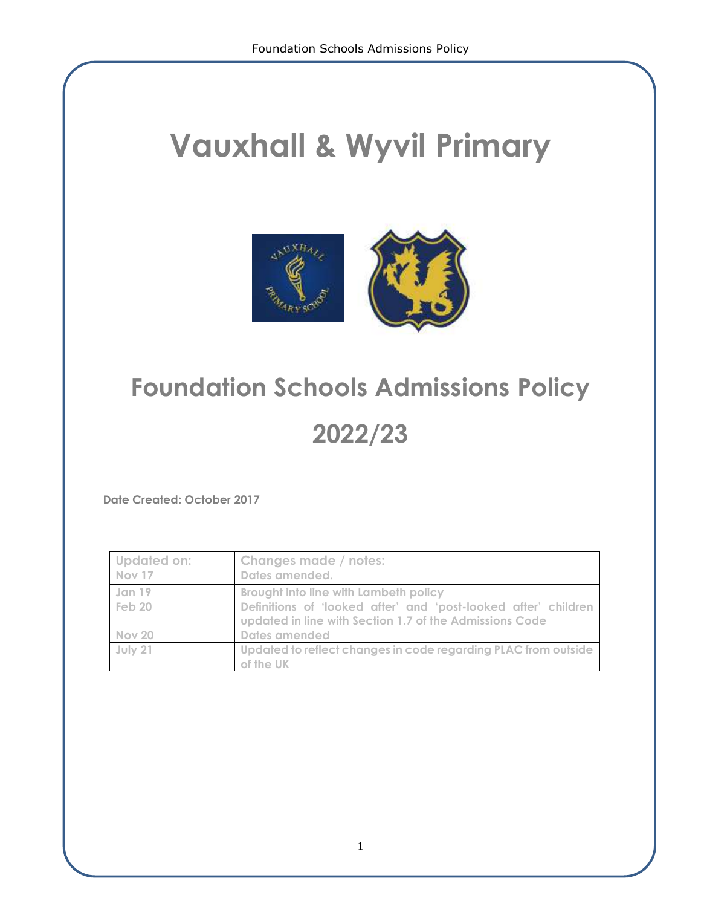# Vauxhall & Wyvil Primary

# Foundation Schools Admissions Policy

# 2022/23

**Date Created: October 2017**

| Updated on: | Changes made / notes: |
|---|---|
| Nov 17 | Dates amended. |
| Jan 19 | Brought into line with Lambeth policy |
| Feb 20 | Definitions of 'looked after' and 'post-looked after' children updated in line with Section 1.7 of the Admissions Code |
| Nov 20 | Dates amended |
| July 21 | Updated to reflect changes in code regarding PLAC from outside of the UK |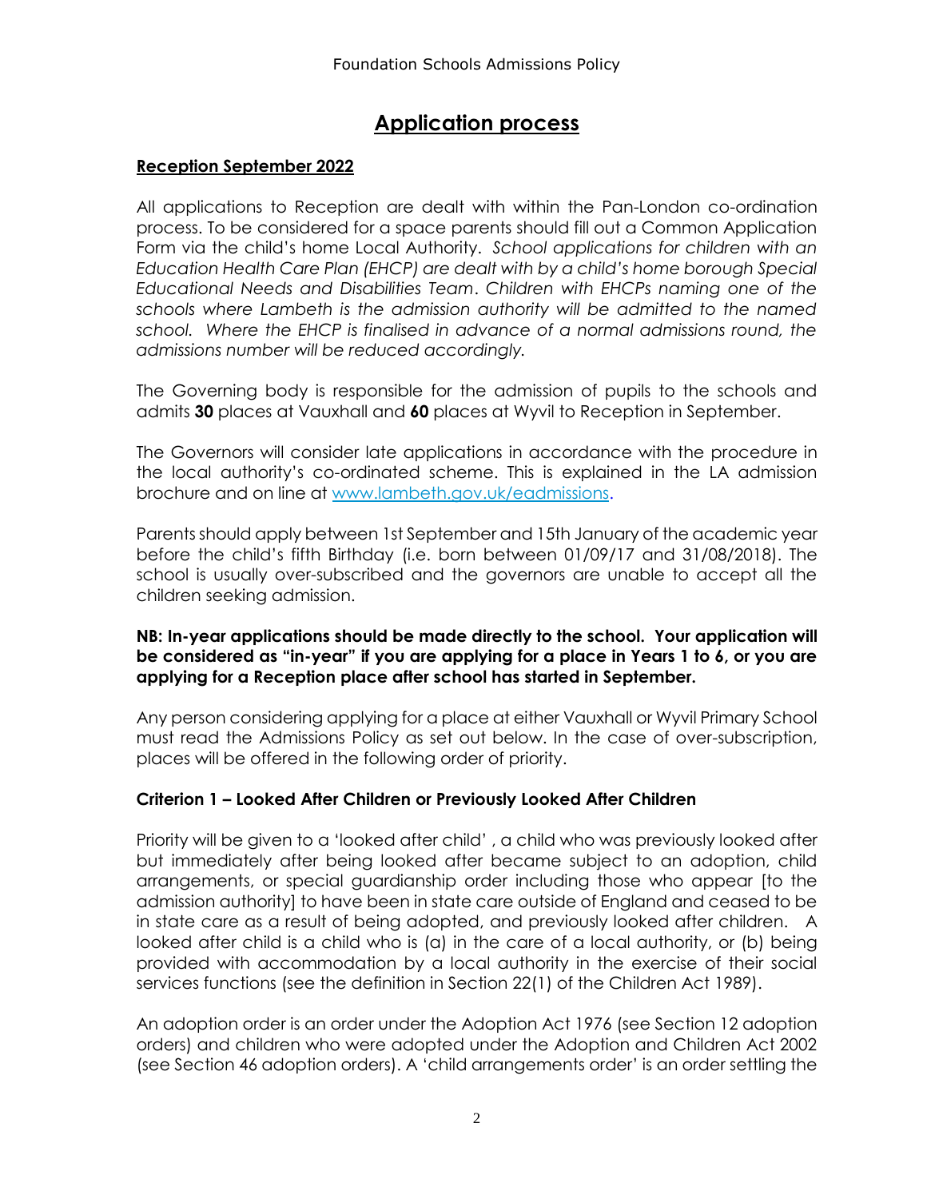# Application process

## Reception September 2022

All applications to Reception are dealt with within the Pan-London co-ordination process. To be considered for a space parents should fill out a Common Application Form via the child's home Local Authority. *School applications for children with an Education Health Care Plan (EHCP) are dealt with by a child's home borough Special Educational Needs and Disabilities Team. Children with EHCPs naming one of the schools where Lambeth is the admission authority will be admitted to the named school. Where the EHCP is finalised in advance of a normal admissions round, the admissions number will be reduced accordingly.*

The Governing body is responsible for the admission of pupils to the schools and admits **30** places at Vauxhall and **60** places at Wyvil to Reception in September.

The Governors will consider late applications in accordance with the procedure in the local authority's co-ordinated scheme. This is explained in the LA admission brochure and on line at [www.lambeth.gov.uk/eadmissions](http://www.lambeth.gov.uk/eadmissions).

Parents should apply between 1st September and 15th January of the academic year before the child's fifth Birthday (i.e. born between 01/09/17 and 31/08/2018). The school is usually over-subscribed and the governors are unable to accept all the children seeking admission.

**NB: In-year applications should be made directly to the school. Your application will be considered as "in-year" if you are applying for a place in Years 1 to 6, or you are applying for a Reception place after school has started in September.**

Any person considering applying for a place at either Vauxhall or Wyvil Primary School must read the Admissions Policy as set out below. In the case of over-subscription, places will be offered in the following order of priority.

### Criterion 1 – Looked After Children or Previously Looked After Children

Priority will be given to a 'looked after child' , a child who was previously looked after but immediately after being looked after became subject to an adoption, child arrangements, or special guardianship order including those who appear [to the admission authority] to have been in state care outside of England and ceased to be in state care as a result of being adopted, and previously looked after children. A looked after child is a child who is (a) in the care of a local authority, or (b) being provided with accommodation by a local authority in the exercise of their social services functions (see the definition in Section 22(1) of the Children Act 1989).

An adoption order is an order under the Adoption Act 1976 (see Section 12 adoption orders) and children who were adopted under the Adoption and Children Act 2002 (see Section 46 adoption orders). A 'child arrangements order' is an order settling the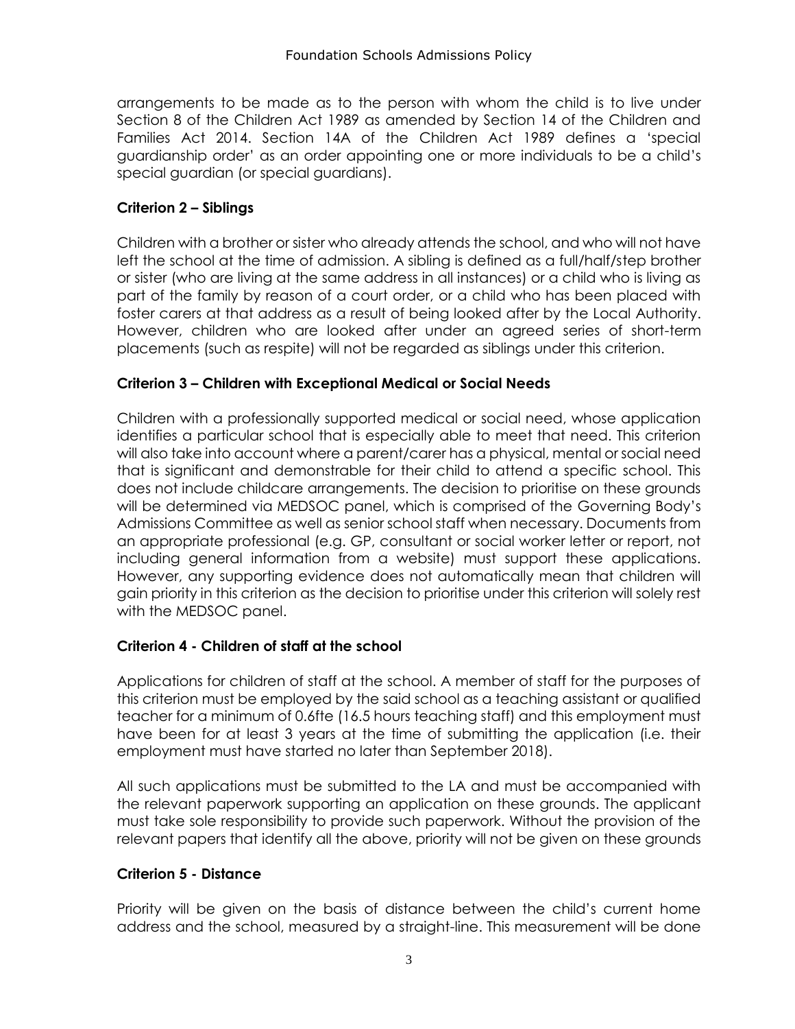arrangements to be made as to the person with whom the child is to live under Section 8 of the Children Act 1989 as amended by Section 14 of the Children and Families Act 2014. Section 14A of the Children Act 1989 defines a 'special guardianship order' as an order appointing one or more individuals to be a child's special guardian (or special guardians).

### Criterion 2 – Siblings

Children with a brother or sister who already attends the school, and who will not have left the school at the time of admission. A sibling is defined as a full/half/step brother or sister (who are living at the same address in all instances) or a child who is living as part of the family by reason of a court order, or a child who has been placed with foster carers at that address as a result of being looked after by the Local Authority. However, children who are looked after under an agreed series of short-term placements (such as respite) will not be regarded as siblings under this criterion.

### Criterion 3 – Children with Exceptional Medical or Social Needs

Children with a professionally supported medical or social need, whose application identifies a particular school that is especially able to meet that need. This criterion will also take into account where a parent/carer has a physical, mental or social need that is significant and demonstrable for their child to attend a specific school. This does not include childcare arrangements. The decision to prioritise on these grounds will be determined via MEDSOC panel, which is comprised of the Governing Body's Admissions Committee as well as senior school staff when necessary. Documents from an appropriate professional (e.g. GP, consultant or social worker letter or report, not including general information from a website) must support these applications. However, any supporting evidence does not automatically mean that children will gain priority in this criterion as the decision to prioritise under this criterion will solely rest with the MEDSOC panel.

### Criterion 4 - Children of staff at the school

Applications for children of staff at the school. A member of staff for the purposes of this criterion must be employed by the said school as a teaching assistant or qualified teacher for a minimum of 0.6fte (16.5 hours teaching staff) and this employment must have been for at least 3 years at the time of submitting the application (i.e. their employment must have started no later than September 2018).

All such applications must be submitted to the LA and must be accompanied with the relevant paperwork supporting an application on these grounds. The applicant must take sole responsibility to provide such paperwork. Without the provision of the relevant papers that identify all the above, priority will not be given on these grounds

### Criterion 5 - Distance

Priority will be given on the basis of distance between the child's current home address and the school, measured by a straight-line. This measurement will be done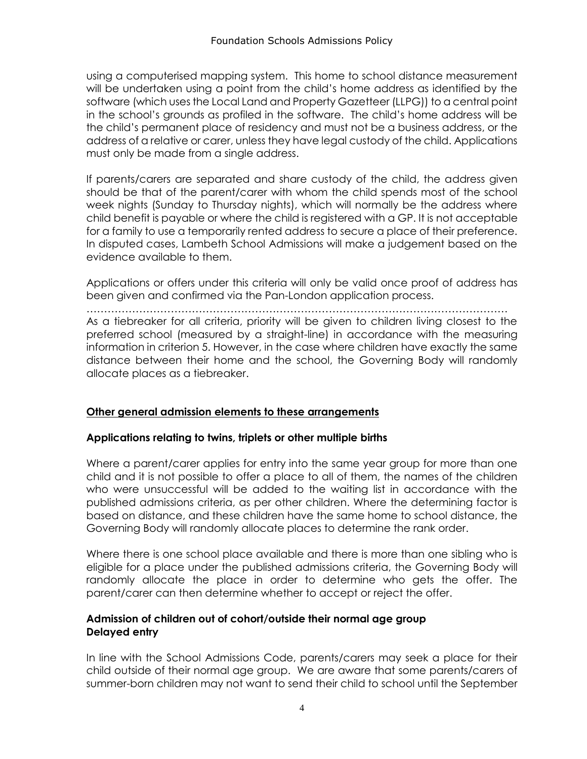using a computerised mapping system. This home to school distance measurement will be undertaken using a point from the child's home address as identified by the software (which uses the Local Land and Property Gazetteer (LLPG)) to a central point in the school's grounds as profiled in the software. The child's home address will be the child's permanent place of residency and must not be a business address, or the address of a relative or carer, unless they have legal custody of the child. Applications must only be made from a single address.

If parents/carers are separated and share custody of the child, the address given should be that of the parent/carer with whom the child spends most of the school week nights (Sunday to Thursday nights), which will normally be the address where child benefit is payable or where the child is registered with a GP. It is not acceptable for a family to use a temporarily rented address to secure a place of their preference. In disputed cases, Lambeth School Admissions will make a judgement based on the evidence available to them.

Applications or offers under this criteria will only be valid once proof of address has been given and confirmed via the Pan-London application process.

……………………………………………………………………………………………………

As a tiebreaker for all criteria, priority will be given to children living closest to the preferred school (measured by a straight-line) in accordance with the measuring information in criterion 5. However, in the case where children have exactly the same distance between their home and the school, the Governing Body will randomly allocate places as a tiebreaker.

## Other general admission elements to these arrangements

### Applications relating to twins, triplets or other multiple births

Where a parent/carer applies for entry into the same year group for more than one child and it is not possible to offer a place to all of them, the names of the children who were unsuccessful will be added to the waiting list in accordance with the published admissions criteria, as per other children. Where the determining factor is based on distance, and these children have the same home to school distance, the Governing Body will randomly allocate places to determine the rank order.

Where there is one school place available and there is more than one sibling who is eligible for a place under the published admissions criteria, the Governing Body will randomly allocate the place in order to determine who gets the offer. The parent/carer can then determine whether to accept or reject the offer.

### Admission of children out of cohort/outside their normal age group
### Delayed entry

In line with the School Admissions Code, parents/carers may seek a place for their child outside of their normal age group. We are aware that some parents/carers of summer-born children may not want to send their child to school until the September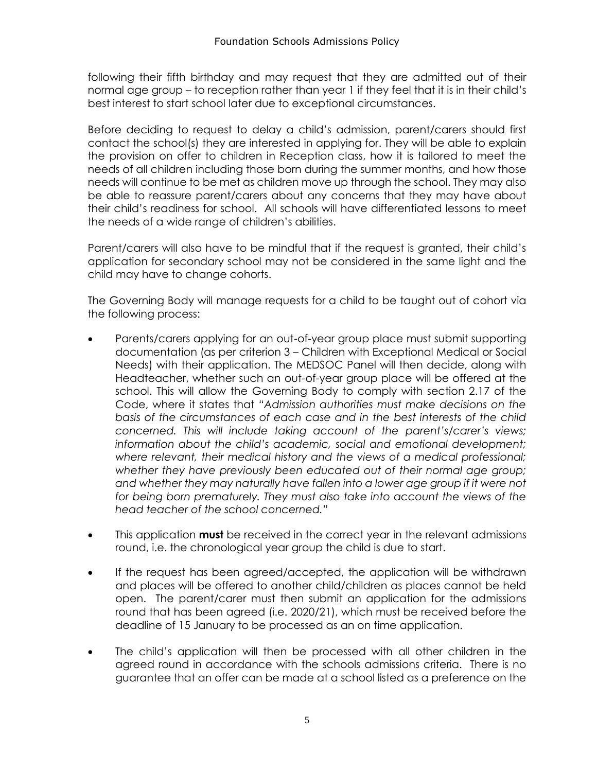following their fifth birthday and may request that they are admitted out of their normal age group – to reception rather than year 1 if they feel that it is in their child's best interest to start school later due to exceptional circumstances.

Before deciding to request to delay a child's admission, parent/carers should first contact the school(s) they are interested in applying for. They will be able to explain the provision on offer to children in Reception class, how it is tailored to meet the needs of all children including those born during the summer months, and how those needs will continue to be met as children move up through the school. They may also be able to reassure parent/carers about any concerns that they may have about their child's readiness for school. All schools will have differentiated lessons to meet the needs of a wide range of children's abilities.

Parent/carers will also have to be mindful that if the request is granted, their child's application for secondary school may not be considered in the same light and the child may have to change cohorts.

The Governing Body will manage requests for a child to be taught out of cohort via the following process:

- Parents/carers applying for an out-of-year group place must submit supporting documentation (as per criterion 3 – Children with Exceptional Medical or Social Needs) with their application. The MEDSOC Panel will then decide, along with Headteacher, whether such an out-of-year group place will be offered at the school. This will allow the Governing Body to comply with section 2.17 of the Code, where it states that "*Admission authorities must make decisions on the basis of the circumstances of each case and in the best interests of the child concerned. This will include taking account of the parent's/carer's views; information about the child's academic, social and emotional development; where relevant, their medical history and the views of a medical professional; whether they have previously been educated out of their normal age group; and whether they may naturally have fallen into a lower age group if it were not for being born prematurely. They must also take into account the views of the head teacher of the school concerned.*"
- This application **must** be received in the correct year in the relevant admissions round, i.e. the chronological year group the child is due to start.
- If the request has been agreed/accepted, the application will be withdrawn and places will be offered to another child/children as places cannot be held open. The parent/carer must then submit an application for the admissions round that has been agreed (i.e. 2020/21), which must be received before the deadline of 15 January to be processed as an on time application.
- The child's application will then be processed with all other children in the agreed round in accordance with the schools admissions criteria. There is no guarantee that an offer can be made at a school listed as a preference on the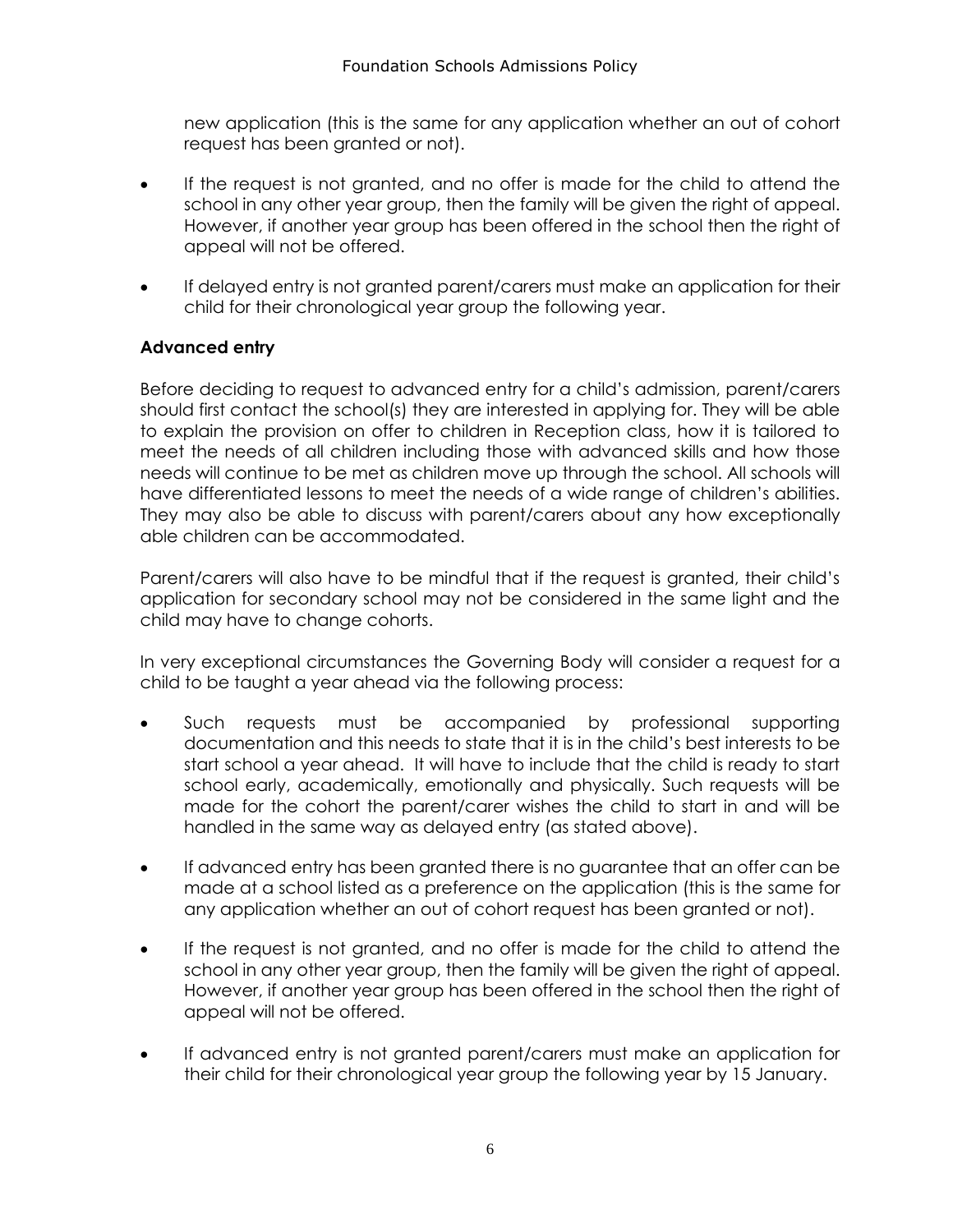new application (this is the same for any application whether an out of cohort request has been granted or not).

- If the request is not granted, and no offer is made for the child to attend the school in any other year group, then the family will be given the right of appeal. However, if another year group has been offered in the school then the right of appeal will not be offered.
- If delayed entry is not granted parent/carers must make an application for their child for their chronological year group the following year.

**Advanced entry**

Before deciding to request to advanced entry for a child's admission, parent/carers should first contact the school(s) they are interested in applying for. They will be able to explain the provision on offer to children in Reception class, how it is tailored to meet the needs of all children including those with advanced skills and how those needs will continue to be met as children move up through the school. All schools will have differentiated lessons to meet the needs of a wide range of children's abilities. They may also be able to discuss with parent/carers about any how exceptionally able children can be accommodated.

Parent/carers will also have to be mindful that if the request is granted, their child's application for secondary school may not be considered in the same light and the child may have to change cohorts.

In very exceptional circumstances the Governing Body will consider a request for a child to be taught a year ahead via the following process:

- Such requests must be accompanied by professional supporting documentation and this needs to state that it is in the child's best interests to be start school a year ahead. It will have to include that the child is ready to start school early, academically, emotionally and physically. Such requests will be made for the cohort the parent/carer wishes the child to start in and will be handled in the same way as delayed entry (as stated above).
- If advanced entry has been granted there is no guarantee that an offer can be made at a school listed as a preference on the application (this is the same for any application whether an out of cohort request has been granted or not).
- If the request is not granted, and no offer is made for the child to attend the school in any other year group, then the family will be given the right of appeal. However, if another year group has been offered in the school then the right of appeal will not be offered.
- If advanced entry is not granted parent/carers must make an application for their child for their chronological year group the following year by 15 January.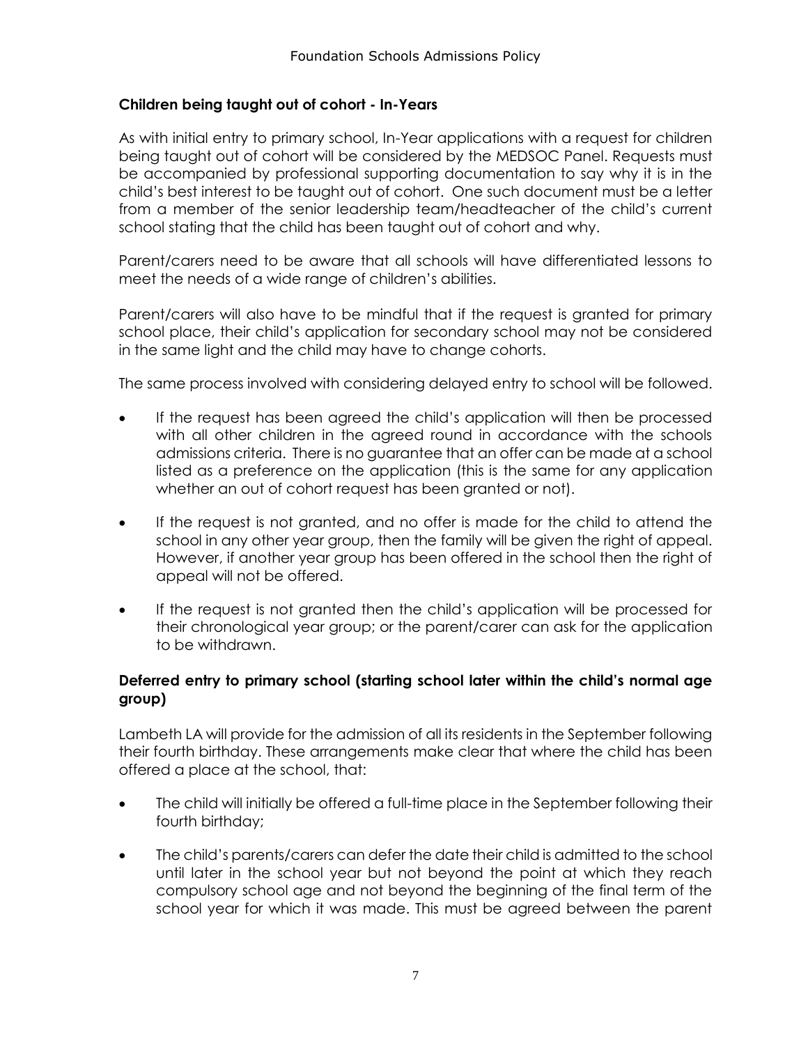### Children being taught out of cohort - In-Years

As with initial entry to primary school, In-Year applications with a request for children being taught out of cohort will be considered by the MEDSOC Panel. Requests must be accompanied by professional supporting documentation to say why it is in the child's best interest to be taught out of cohort. One such document must be a letter from a member of the senior leadership team/headteacher of the child's current school stating that the child has been taught out of cohort and why.

Parent/carers need to be aware that all schools will have differentiated lessons to meet the needs of a wide range of children's abilities.

Parent/carers will also have to be mindful that if the request is granted for primary school place, their child's application for secondary school may not be considered in the same light and the child may have to change cohorts.

The same process involved with considering delayed entry to school will be followed.

- If the request has been agreed the child's application will then be processed with all other children in the agreed round in accordance with the schools admissions criteria. There is no guarantee that an offer can be made at a school listed as a preference on the application (this is the same for any application whether an out of cohort request has been granted or not).
- If the request is not granted, and no offer is made for the child to attend the school in any other year group, then the family will be given the right of appeal. However, if another year group has been offered in the school then the right of appeal will not be offered.
- If the request is not granted then the child's application will be processed for their chronological year group; or the parent/carer can ask for the application to be withdrawn.

### Deferred entry to primary school (starting school later within the child's normal age group)

Lambeth LA will provide for the admission of all its residents in the September following their fourth birthday. These arrangements make clear that where the child has been offered a place at the school, that:

- The child will initially be offered a full-time place in the September following their fourth birthday;
- The child's parents/carers can defer the date their child is admitted to the school until later in the school year but not beyond the point at which they reach compulsory school age and not beyond the beginning of the final term of the school year for which it was made. This must be agreed between the parent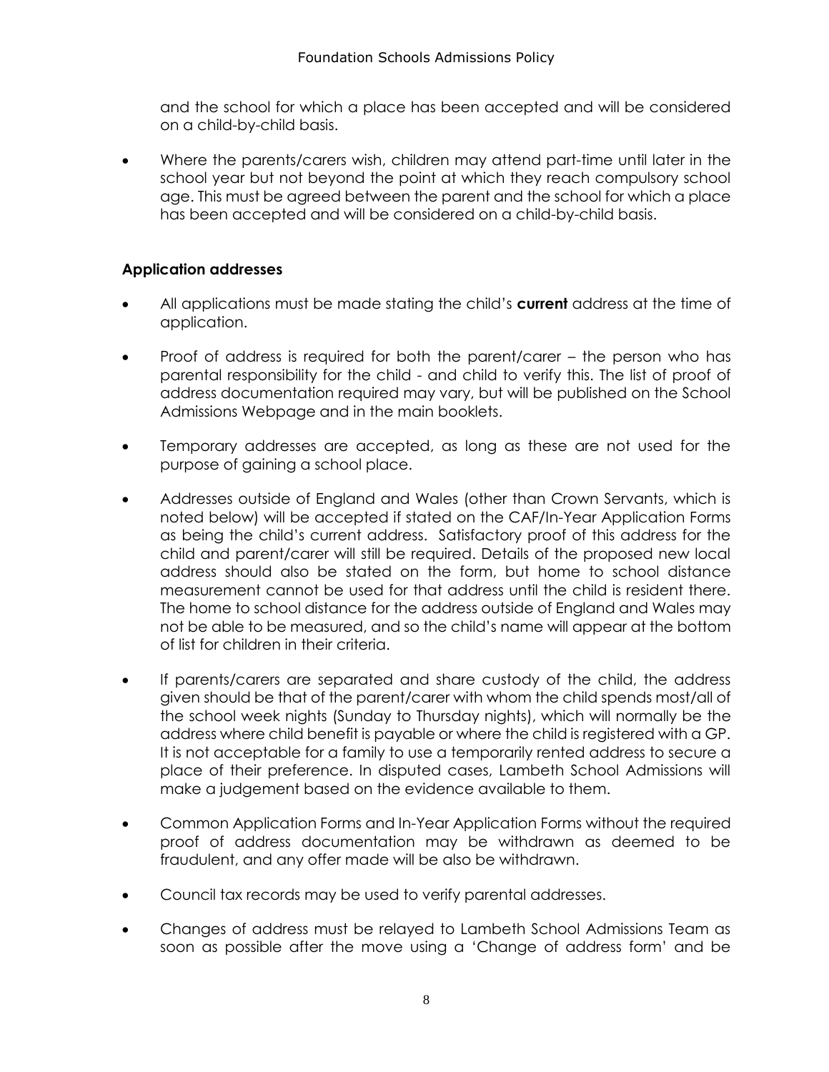and the school for which a place has been accepted and will be considered on a child-by-child basis.

- Where the parents/carers wish, children may attend part-time until later in the school year but not beyond the point at which they reach compulsory school age. This must be agreed between the parent and the school for which a place has been accepted and will be considered on a child-by-child basis.

### Application addresses

- All applications must be made stating the child's **current** address at the time of application.
- Proof of address is required for both the parent/carer – the person who has parental responsibility for the child - and child to verify this. The list of proof of address documentation required may vary, but will be published on the School Admissions Webpage and in the main booklets.
- Temporary addresses are accepted, as long as these are not used for the purpose of gaining a school place.
- Addresses outside of England and Wales (other than Crown Servants, which is noted below) will be accepted if stated on the CAF/In-Year Application Forms as being the child's current address. Satisfactory proof of this address for the child and parent/carer will still be required. Details of the proposed new local address should also be stated on the form, but home to school distance measurement cannot be used for that address until the child is resident there. The home to school distance for the address outside of England and Wales may not be able to be measured, and so the child's name will appear at the bottom of list for children in their criteria.
- If parents/carers are separated and share custody of the child, the address given should be that of the parent/carer with whom the child spends most/all of the school week nights (Sunday to Thursday nights), which will normally be the address where child benefit is payable or where the child is registered with a GP. It is not acceptable for a family to use a temporarily rented address to secure a place of their preference. In disputed cases, Lambeth School Admissions will make a judgement based on the evidence available to them.
- Common Application Forms and In-Year Application Forms without the required proof of address documentation may be withdrawn as deemed to be fraudulent, and any offer made will be also be withdrawn.
- Council tax records may be used to verify parental addresses.
- Changes of address must be relayed to Lambeth School Admissions Team as soon as possible after the move using a 'Change of address form' and be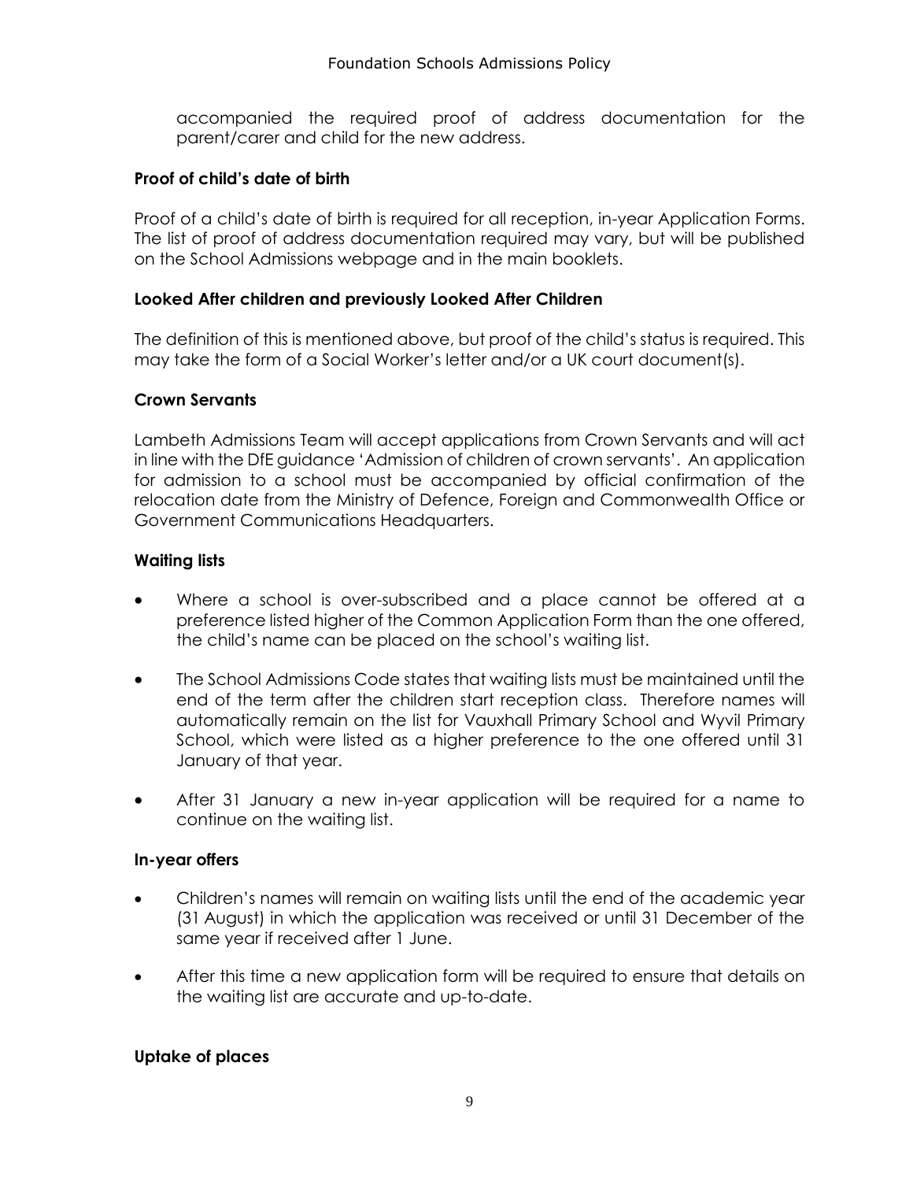accompanied the required proof of address documentation for the parent/carer and child for the new address.

### Proof of child's date of birth

Proof of a child's date of birth is required for all reception, in-year Application Forms. The list of proof of address documentation required may vary, but will be published on the School Admissions webpage and in the main booklets.

### Looked After children and previously Looked After Children

The definition of this is mentioned above, but proof of the child's status is required. This may take the form of a Social Worker's letter and/or a UK court document(s).

### Crown Servants

Lambeth Admissions Team will accept applications from Crown Servants and will act in line with the DfE guidance 'Admission of children of crown servants'. An application for admission to a school must be accompanied by official confirmation of the relocation date from the Ministry of Defence, Foreign and Commonwealth Office or Government Communications Headquarters.

### Waiting lists

- Where a school is over-subscribed and a place cannot be offered at a preference listed higher of the Common Application Form than the one offered, the child's name can be placed on the school's waiting list.
- The School Admissions Code states that waiting lists must be maintained until the end of the term after the children start reception class. Therefore names will automatically remain on the list for Vauxhall Primary School and Wyvil Primary School, which were listed as a higher preference to the one offered until 31 January of that year.
- After 31 January a new in-year application will be required for a name to continue on the waiting list.

### In-year offers

- Children's names will remain on waiting lists until the end of the academic year (31 August) in which the application was received or until 31 December of the same year if received after 1 June.
- After this time a new application form will be required to ensure that details on the waiting list are accurate and up-to-date.

### Uptake of places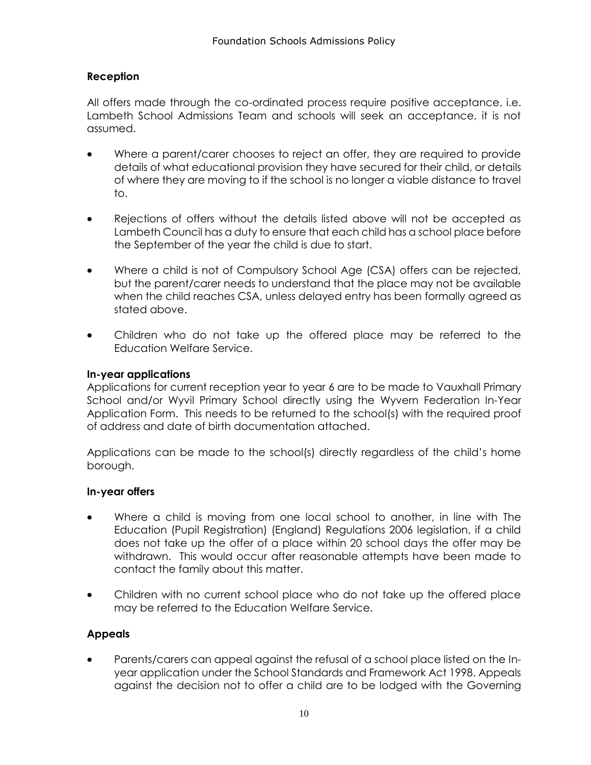## Reception

All offers made through the co-ordinated process require positive acceptance, i.e. Lambeth School Admissions Team and schools will seek an acceptance, it is not assumed.

- Where a parent/carer chooses to reject an offer, they are required to provide details of what educational provision they have secured for their child, or details of where they are moving to if the school is no longer a viable distance to travel to.
- Rejections of offers without the details listed above will not be accepted as Lambeth Council has a duty to ensure that each child has a school place before the September of the year the child is due to start.
- Where a child is not of Compulsory School Age (CSA) offers can be rejected, but the parent/carer needs to understand that the place may not be available when the child reaches CSA, unless delayed entry has been formally agreed as stated above.
- Children who do not take up the offered place may be referred to the Education Welfare Service.

### In-year applications

Applications for current reception year to year 6 are to be made to Vauxhall Primary School and/or Wyvil Primary School directly using the Wyvern Federation In-Year Application Form. This needs to be returned to the school(s) with the required proof of address and date of birth documentation attached.

Applications can be made to the school(s) directly regardless of the child's home borough.

### In-year offers

- Where a child is moving from one local school to another, in line with The Education (Pupil Registration) (England) Regulations 2006 legislation, if a child does not take up the offer of a place within 20 school days the offer may be withdrawn. This would occur after reasonable attempts have been made to contact the family about this matter.
- Children with no current school place who do not take up the offered place may be referred to the Education Welfare Service.

## Appeals

- Parents/carers can appeal against the refusal of a school place listed on the In-year application under the School Standards and Framework Act 1998. Appeals against the decision not to offer a child are to be lodged with the Governing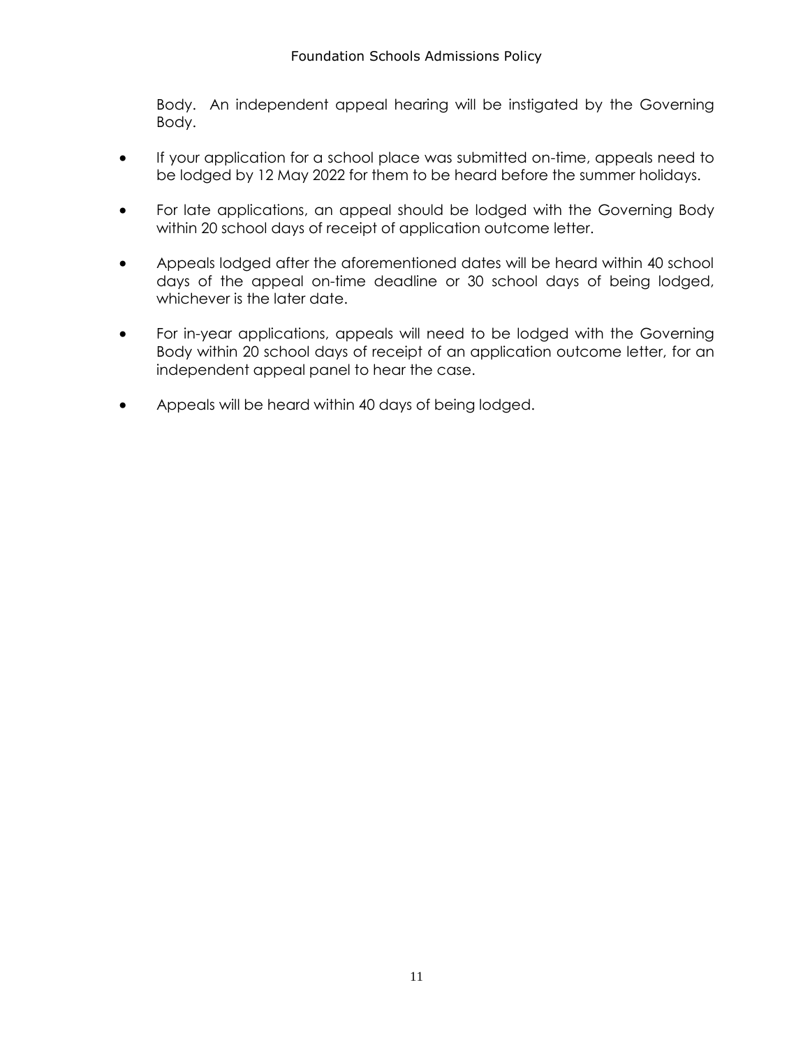Body. An independent appeal hearing will be instigated by the Governing Body.

- If your application for a school place was submitted on-time, appeals need to be lodged by 12 May 2022 for them to be heard before the summer holidays.
- For late applications, an appeal should be lodged with the Governing Body within 20 school days of receipt of application outcome letter.
- Appeals lodged after the aforementioned dates will be heard within 40 school days of the appeal on-time deadline or 30 school days of being lodged, whichever is the later date.
- For in-year applications, appeals will need to be lodged with the Governing Body within 20 school days of receipt of an application outcome letter, for an independent appeal panel to hear the case.
- Appeals will be heard within 40 days of being lodged.